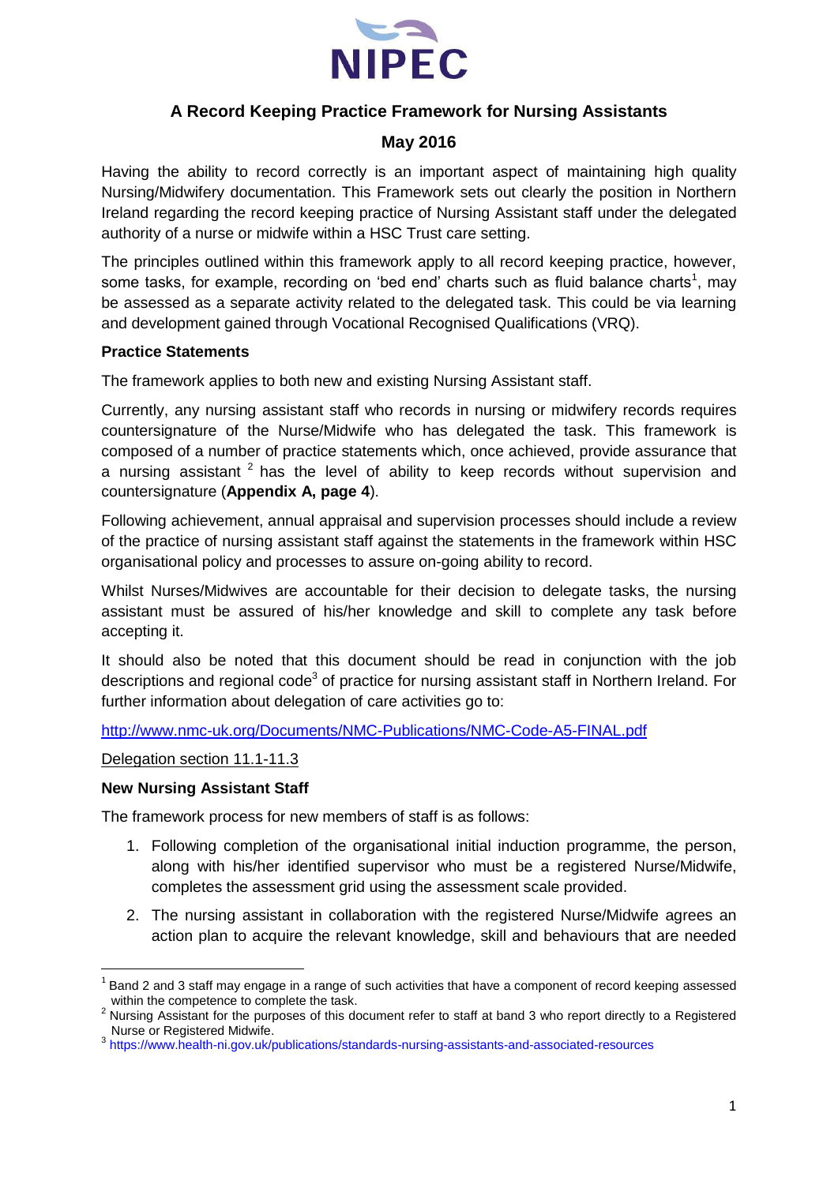NIPEC

# A Record Keeping Practice Framework for Nursing Assistants

## May 2016

Having the ability to record correctly is an important aspect of maintaining high quality Nursing/Midwifery documentation. This Framework sets out clearly the position in Northern Ireland regarding the record keeping practice of Nursing Assistant staff under the delegated authority of a nurse or midwife within a HSC Trust care setting.

The principles outlined within this framework apply to all record keeping practice, however, some tasks, for example, recording on 'bed end' charts such as fluid balance charts[1], may be assessed as a separate activity related to the delegated task. This could be via learning and development gained through Vocational Recognised Qualifications (VRQ).

**Practice Statements**

The framework applies to both new and existing Nursing Assistant staff.

Currently, any nursing assistant staff who records in nursing or midwifery records requires countersignature of the Nurse/Midwife who has delegated the task. This framework is composed of a number of practice statements which, once achieved, provide assurance that a nursing assistant [2] has the level of ability to keep records without supervision and countersignature (**Appendix A, page 4**).

Following achievement, annual appraisal and supervision processes should include a review of the practice of nursing assistant staff against the statements in the framework within HSC organisational policy and processes to assure on-going ability to record.

Whilst Nurses/Midwives are accountable for their decision to delegate tasks, the nursing assistant must be assured of his/her knowledge and skill to complete any task before accepting it.

It should also be noted that this document should be read in conjunction with the job descriptions and regional code[3] of practice for nursing assistant staff in Northern Ireland. For further information about delegation of care activities go to:

http://www.nmc-uk.org/Documents/NMC-Publications/NMC-Code-A5-FINAL.pdf

Delegation section 11.1-11.3

**New Nursing Assistant Staff**

The framework process for new members of staff is as follows:

1. Following completion of the organisational initial induction programme, the person, along with his/her identified supervisor who must be a registered Nurse/Midwife, completes the assessment grid using the assessment scale provided.
2. The nursing assistant in collaboration with the registered Nurse/Midwife agrees an action plan to acquire the relevant knowledge, skill and behaviours that are needed

---

[1] Band 2 and 3 staff may engage in a range of such activities that have a component of record keeping assessed within the competence to complete the task.

[2] Nursing Assistant for the purposes of this document refer to staff at band 3 who report directly to a Registered Nurse or Registered Midwife.

[3] https://www.health-ni.gov.uk/publications/standards-nursing-assistants-and-associated-resources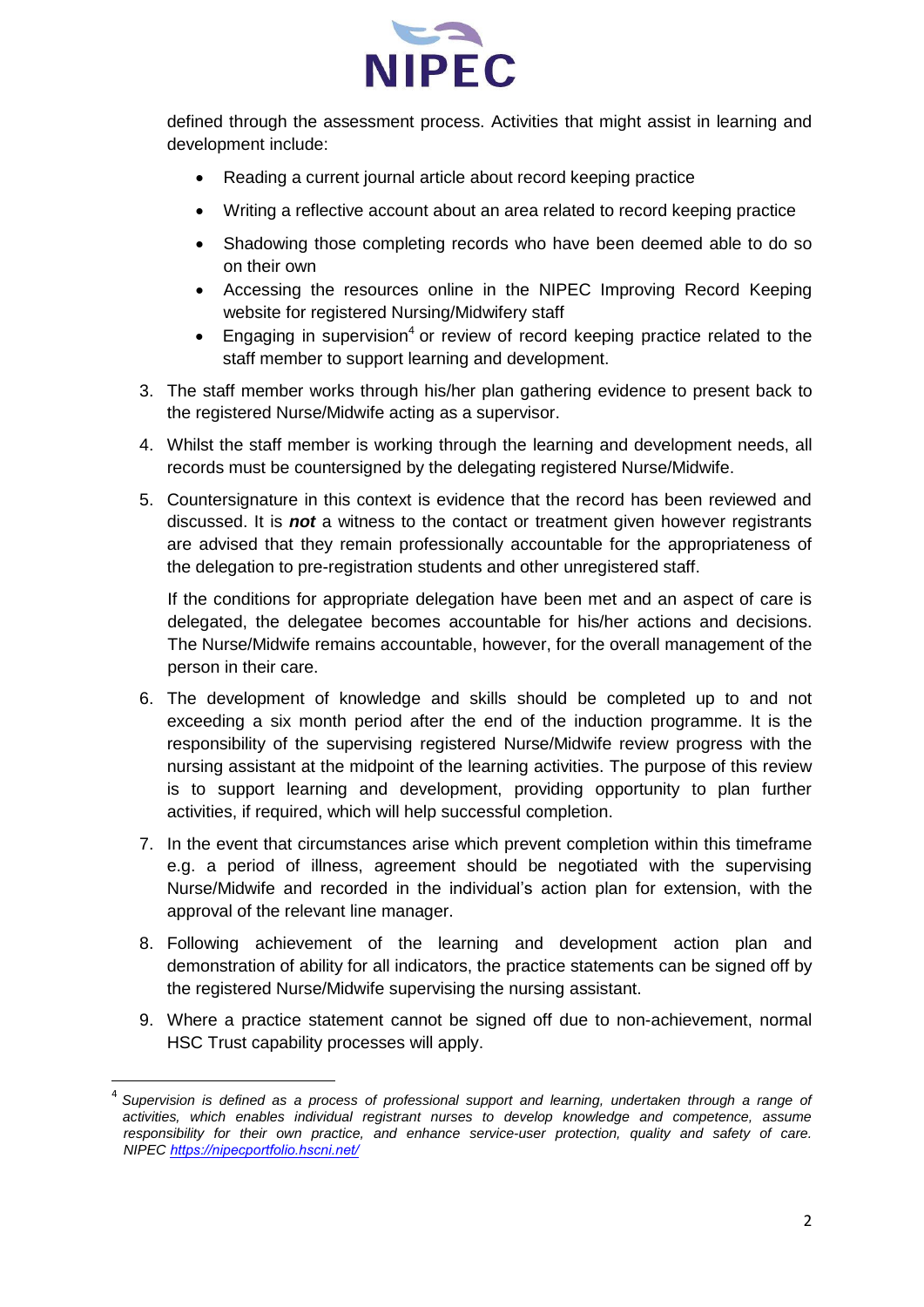defined through the assessment process. Activities that might assist in learning and development include:

- Reading a current journal article about record keeping practice
- Writing a reflective account about an area related to record keeping practice
- Shadowing those completing records who have been deemed able to do so on their own
- Accessing the resources online in the NIPEC Improving Record Keeping website for registered Nursing/Midwifery staff
- Engaging in supervision[4] or review of record keeping practice related to the staff member to support learning and development.

3. The staff member works through his/her plan gathering evidence to present back to the registered Nurse/Midwife acting as a supervisor.

4. Whilst the staff member is working through the learning and development needs, all records must be countersigned by the delegating registered Nurse/Midwife.

5. Countersignature in this context is evidence that the record has been reviewed and discussed. It is ***not*** a witness to the contact or treatment given however registrants are advised that they remain professionally accountable for the appropriateness of the delegation to pre-registration students and other unregistered staff.

   If the conditions for appropriate delegation have been met and an aspect of care is delegated, the delegatee becomes accountable for his/her actions and decisions. The Nurse/Midwife remains accountable, however, for the overall management of the person in their care.

6. The development of knowledge and skills should be completed up to and not exceeding a six month period after the end of the induction programme. It is the responsibility of the supervising registered Nurse/Midwife review progress with the nursing assistant at the midpoint of the learning activities. The purpose of this review is to support learning and development, providing opportunity to plan further activities, if required, which will help successful completion.

7. In the event that circumstances arise which prevent completion within this timeframe e.g. a period of illness, agreement should be negotiated with the supervising Nurse/Midwife and recorded in the individual's action plan for extension, with the approval of the relevant line manager.

8. Following achievement of the learning and development action plan and demonstration of ability for all indicators, the practice statements can be signed off by the registered Nurse/Midwife supervising the nursing assistant.

9. Where a practice statement cannot be signed off due to non-achievement, normal HSC Trust capability processes will apply.

---

[4] *Supervision is defined as a process of professional support and learning, undertaken through a range of activities, which enables individual registrant nurses to develop knowledge and competence, assume responsibility for their own practice, and enhance service-user protection, quality and safety of care. NIPEC https://nipecportfolio.hscni.net/*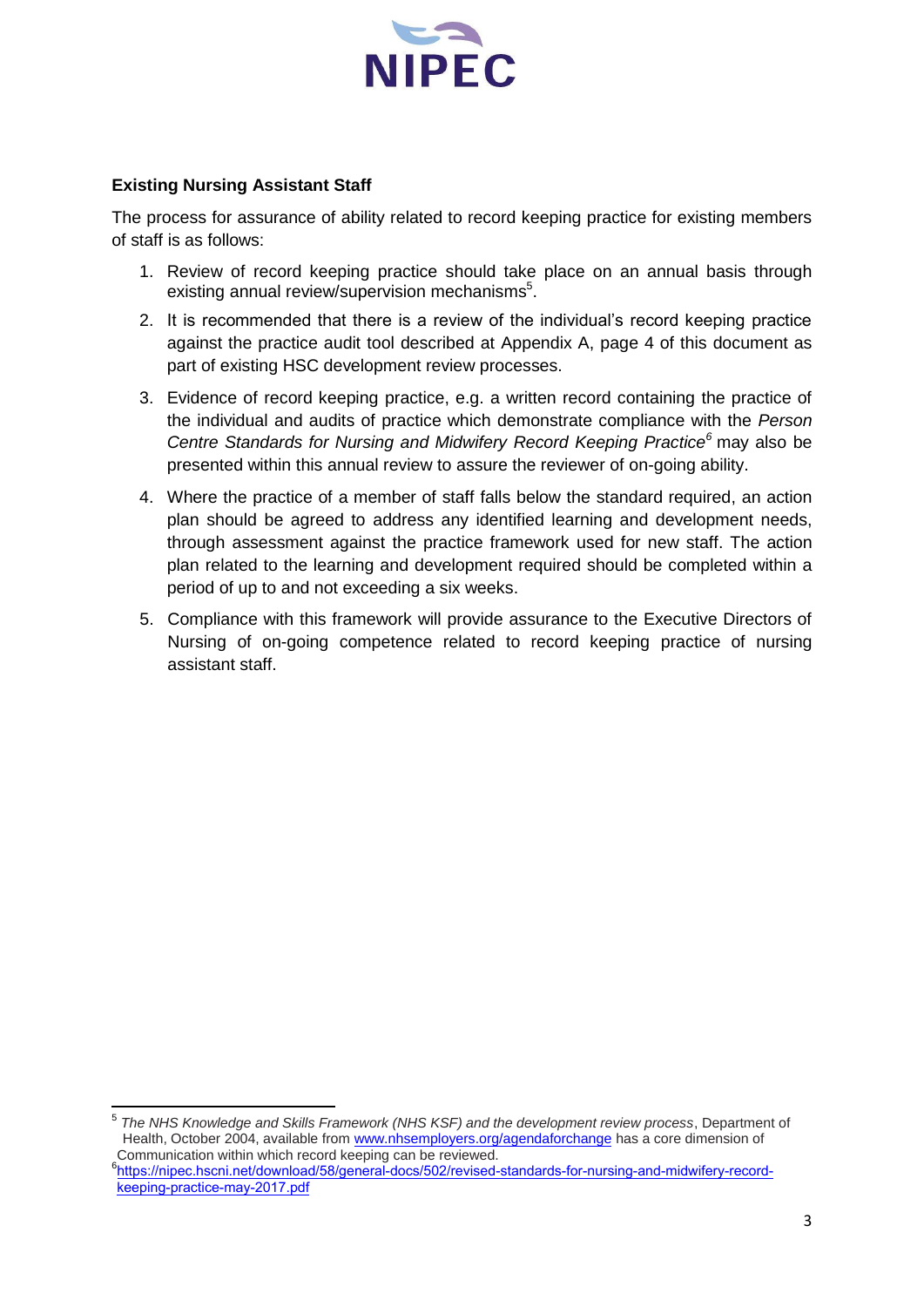### Existing Nursing Assistant Staff

The process for assurance of ability related to record keeping practice for existing members of staff is as follows:

1. Review of record keeping practice should take place on an annual basis through existing annual review/supervision mechanisms[5].
2. It is recommended that there is a review of the individual's record keeping practice against the practice audit tool described at Appendix A, page 4 of this document as part of existing HSC development review processes.
3. Evidence of record keeping practice, e.g. a written record containing the practice of the individual and audits of practice which demonstrate compliance with the *Person Centre Standards for Nursing and Midwifery Record Keeping Practice*[6] may also be presented within this annual review to assure the reviewer of on-going ability.
4. Where the practice of a member of staff falls below the standard required, an action plan should be agreed to address any identified learning and development needs, through assessment against the practice framework used for new staff. The action plan related to the learning and development required should be completed within a period of up to and not exceeding a six weeks.
5. Compliance with this framework will provide assurance to the Executive Directors of Nursing of on-going competence related to record keeping practice of nursing assistant staff.

---

[5] *The NHS Knowledge and Skills Framework (NHS KSF) and the development review process*, Department of Health, October 2004, available from www.nhsemployers.org/agendaforchange has a core dimension of Communication within which record keeping can be reviewed.

[6] https://nipec.hscni.net/download/58/general-docs/502/revised-standards-for-nursing-and-midwifery-record-keeping-practice-may-2017.pdf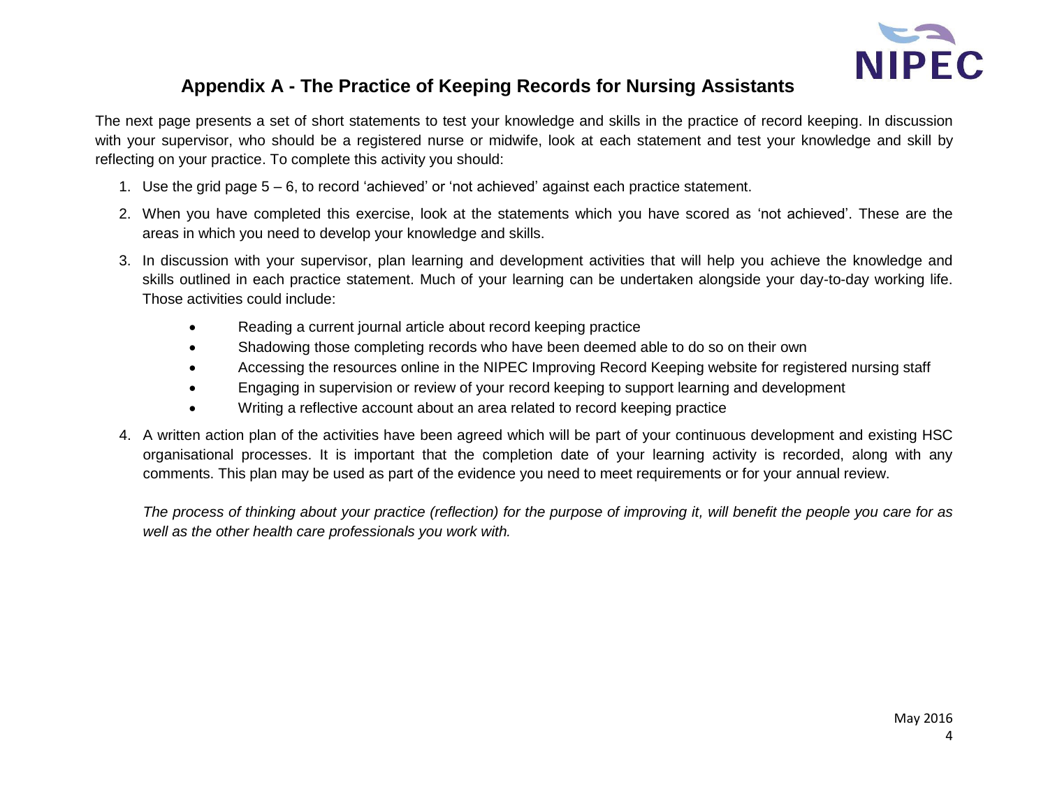## Appendix A - The Practice of Keeping Records for Nursing Assistants

The next page presents a set of short statements to test your knowledge and skills in the practice of record keeping. In discussion with your supervisor, who should be a registered nurse or midwife, look at each statement and test your knowledge and skill by reflecting on your practice. To complete this activity you should:

1. Use the grid page 5 – 6, to record 'achieved' or 'not achieved' against each practice statement.
2. When you have completed this exercise, look at the statements which you have scored as 'not achieved'. These are the areas in which you need to develop your knowledge and skills.
3. In discussion with your supervisor, plan learning and development activities that will help you achieve the knowledge and skills outlined in each practice statement. Much of your learning can be undertaken alongside your day-to-day working life. Those activities could include:
   - Reading a current journal article about record keeping practice
   - Shadowing those completing records who have been deemed able to do so on their own
   - Accessing the resources online in the NIPEC Improving Record Keeping website for registered nursing staff
   - Engaging in supervision or review of your record keeping to support learning and development
   - Writing a reflective account about an area related to record keeping practice
4. A written action plan of the activities have been agreed which will be part of your continuous development and existing HSC organisational processes. It is important that the completion date of your learning activity is recorded, along with any comments. This plan may be used as part of the evidence you need to meet requirements or for your annual review.

   *The process of thinking about your practice (reflection) for the purpose of improving it, will benefit the people you care for as well as the other health care professionals you work with.*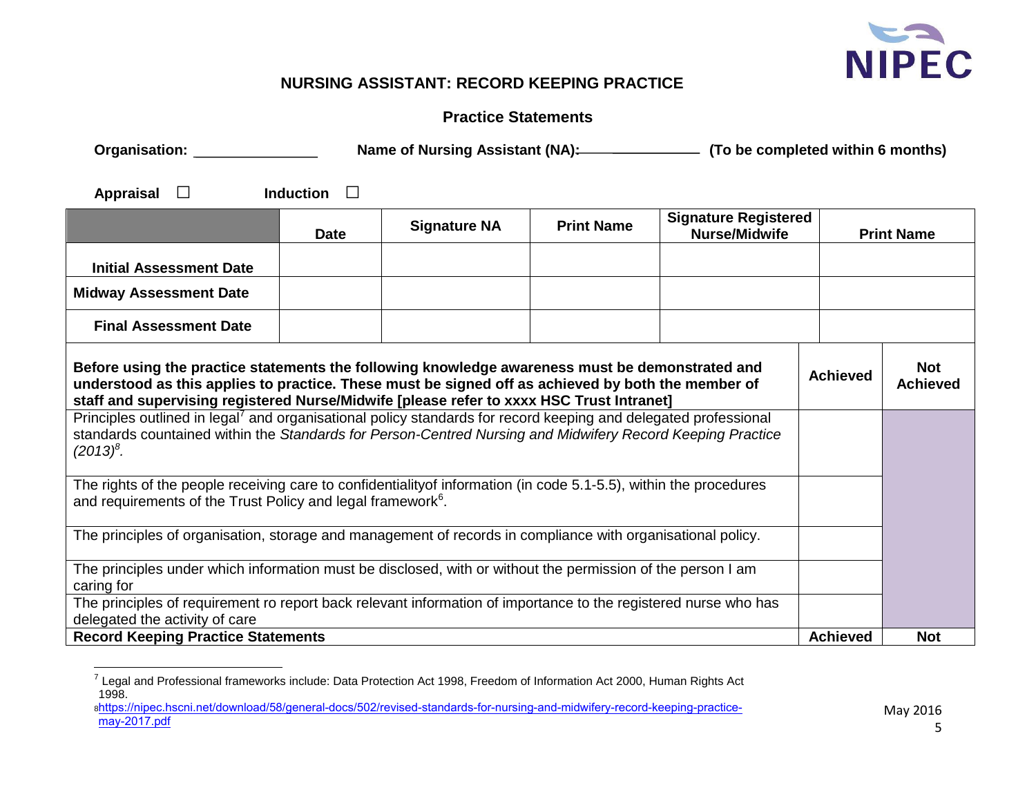## NURSING ASSISTANT: RECORD KEEPING PRACTICE

### Practice Statements

**Organisation:** _______________ **Name of Nursing Assistant (NA):** _______________ **(To be completed within 6 months)**

**Appraisal** ☐ **Induction** ☐

| | Date | Signature NA | Print Name | Signature Registered Nurse/Midwife | Print Name |
|---|---|---|---|---|---|
| **Initial Assessment Date** | | | | | |
| **Midway Assessment Date** | | | | | |
| **Final Assessment Date** | | | | | |

| **Before using the practice statements the following knowledge awareness must be demonstrated and understood as this applies to practice. These must be signed off as achieved by both the member of staff and supervising registered Nurse/Midwife [please refer to xxxx HSC Trust Intranet]** | **Achieved** | **Not Achieved** |
|---|---|---|
| Principles outlined in legal[7] and organisational policy standards for record keeping and delegated professional standards countained within the *Standards for Person-Centred Nursing and Midwifery Record Keeping Practice (2013)*[8]. | | |
| The rights of the people receiving care to confidentialityof information (in code 5.1-5.5), within the procedures and requirements of the Trust Policy and legal framework[6]. | | |
| The principles of organisation, storage and management of records in compliance with organisational policy. | | |
| The principles under which information must be disclosed, with or without the permission of the person I am caring for | | |
| The principles of requirement ro report back relevant information of importance to the registered nurse who has delegated the activity of care | | |
| **Record Keeping Practice Statements** | **Achieved** | **Not** |

[7] Legal and Professional frameworks include: Data Protection Act 1998, Freedom of Information Act 2000, Human Rights Act 1998.

[8] https://nipec.hscni.net/download/58/general-docs/502/revised-standards-for-nursing-and-midwifery-record-keeping-practice-may-2017.pdf

May 2016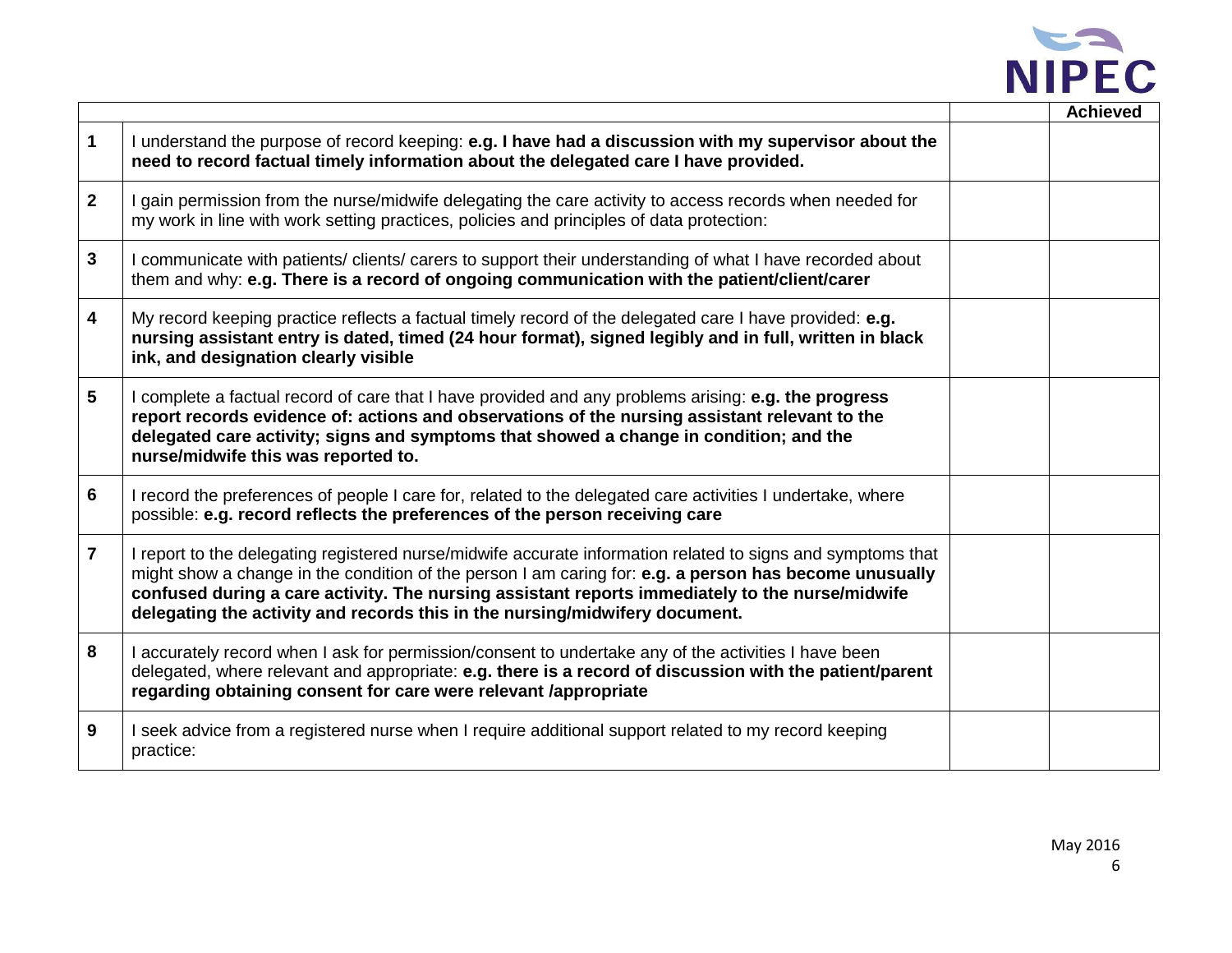| | | | Achieved |
|---|---|---|---|
| 1 | I understand the purpose of record keeping: **e.g. I have had a discussion with my supervisor about the need to record factual timely information about the delegated care I have provided.** | | |
| 2 | I gain permission from the nurse/midwife delegating the care activity to access records when needed for my work in line with work setting practices, policies and principles of data protection: | | |
| 3 | I communicate with patients/ clients/ carers to support their understanding of what I have recorded about them and why: **e.g. There is a record of ongoing communication with the patient/client/carer** | | |
| 4 | My record keeping practice reflects a factual timely record of the delegated care I have provided: **e.g. nursing assistant entry is dated, timed (24 hour format), signed legibly and in full, written in black ink, and designation clearly visible** | | |
| 5 | I complete a factual record of care that I have provided and any problems arising: **e.g. the progress report records evidence of: actions and observations of the nursing assistant relevant to the delegated care activity; signs and symptoms that showed a change in condition; and the nurse/midwife this was reported to.** | | |
| 6 | I record the preferences of people I care for, related to the delegated care activities I undertake, where possible: **e.g. record reflects the preferences of the person receiving care** | | |
| 7 | I report to the delegating registered nurse/midwife accurate information related to signs and symptoms that might show a change in the condition of the person I am caring for: **e.g. a person has become unusually confused during a care activity. The nursing assistant reports immediately to the nurse/midwife delegating the activity and records this in the nursing/midwifery document.** | | |
| 8 | I accurately record when I ask for permission/consent to undertake any of the activities I have been delegated, where relevant and appropriate: **e.g. there is a record of discussion with the patient/parent regarding obtaining consent for care were relevant /appropriate** | | |
| 9 | I seek advice from a registered nurse when I require additional support related to my record keeping practice: | | |

May 2016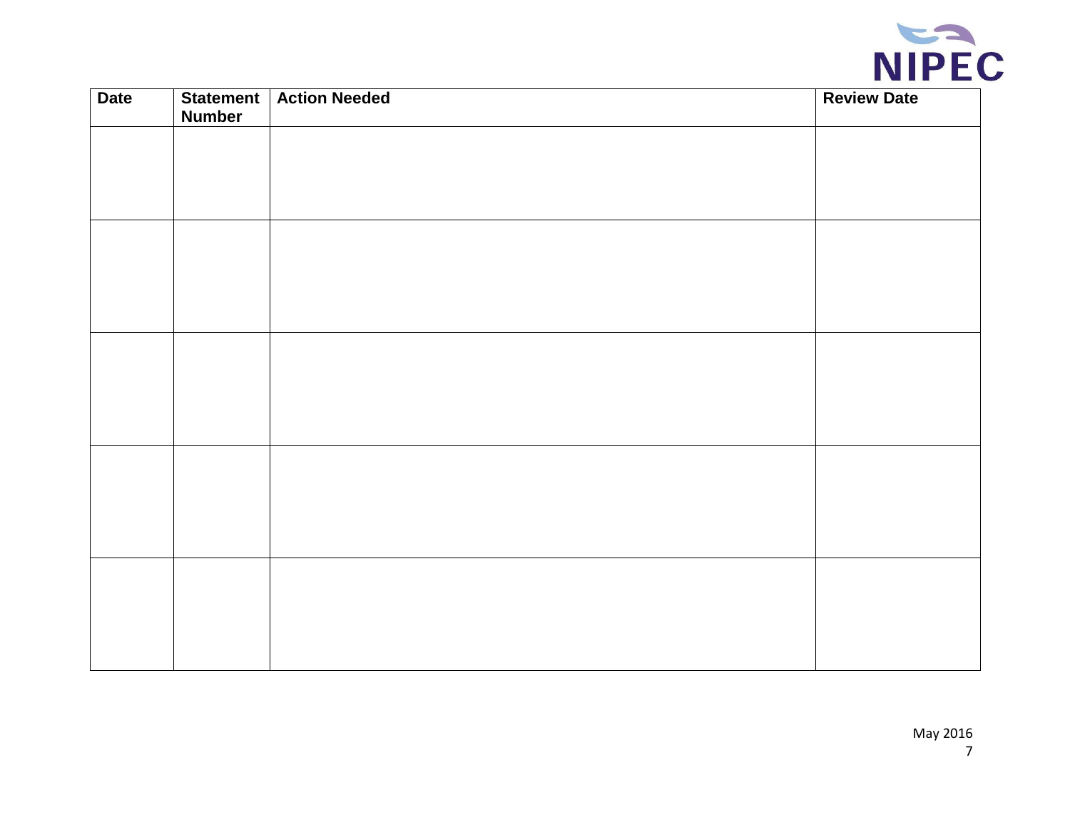| Date | Statement Number | Action Needed | Review Date |
|---|---|---|---|
| | | | |
| | | | |
| | | | |
| | | | |
| | | | |